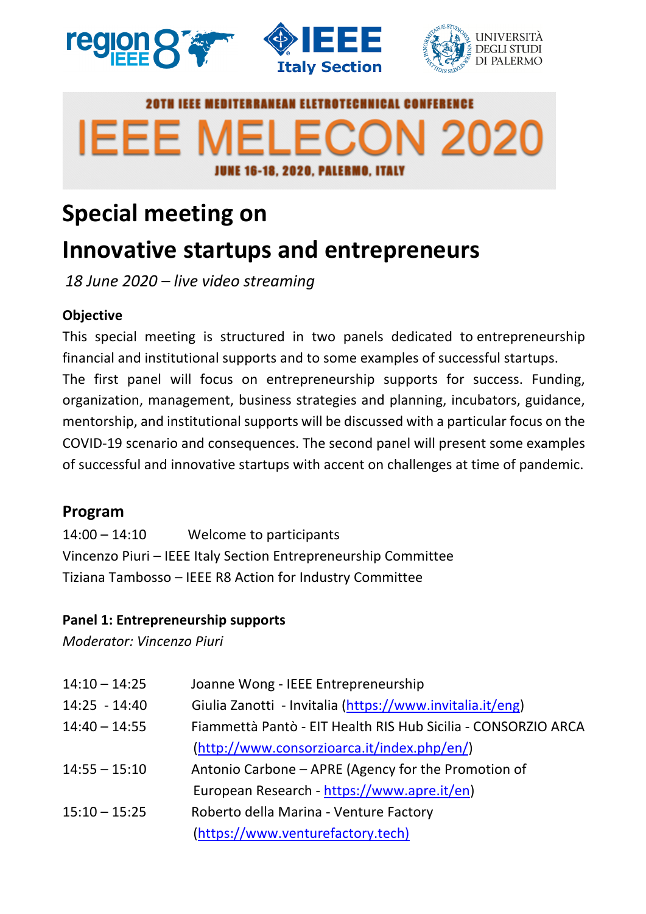20TH IEEE MEDITERRANEAN ELETROTECHNICAL CONFERENCE

# IEEE MELECON 2020

JUNE 16-18, 2020, PALERMO, ITALY

# Special meeting on

# Innovative startups and entrepreneurs

*18 June 2020 – live video streaming*

### Objective

This special meeting is structured in two panels dedicated to entrepreneurship financial and institutional supports and to some examples of successful startups. The first panel will focus on entrepreneurship supports for success. Funding, organization, management, business strategies and planning, incubators, guidance, mentorship, and institutional supports will be discussed with a particular focus on the COVID-19 scenario and consequences. The second panel will present some examples of successful and innovative startups with accent on challenges at time of pandemic.

## Program

14:00 – 14:10 Welcome to participants

Vincenzo Piuri – IEEE Italy Section Entrepreneurship Committee

Tiziana Tambosso – IEEE R8 Action for Industry Committee

**Panel 1: Entrepreneurship supports**

*Moderator: Vincenzo Piuri*

| | |
|---|---|
| 14:10 – 14:25 | Joanne Wong - IEEE Entrepreneurship |
| 14:25 - 14:40 | Giulia Zanotti - Invitalia (https://www.invitalia.it/eng) |
| 14:40 – 14:55 | Fiammettà Pantò - EIT Health RIS Hub Sicilia - CONSORZIO ARCA (http://www.consorzioarca.it/index.php/en/) |
| 14:55 – 15:10 | Antonio Carbone – APRE (Agency for the Promotion of European Research - https://www.apre.it/en) |
| 15:10 – 15:25 | Roberto della Marina - Venture Factory (https://www.venturefactory.tech) |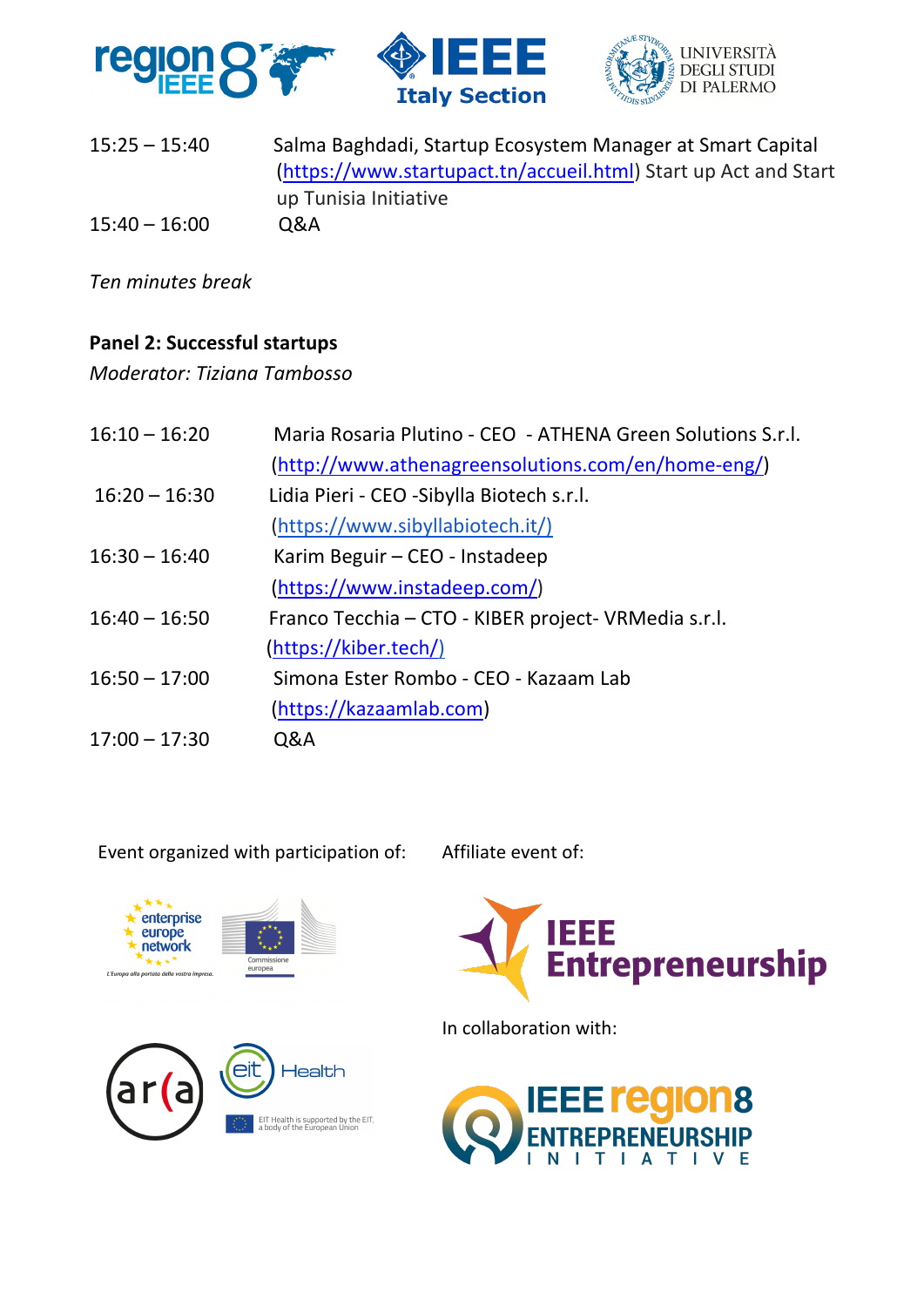15:25 – 15:40 Salma Baghdadi, Startup Ecosystem Manager at Smart Capital (https://www.startupact.tn/accueil.html) Start up Act and Start up Tunisia Initiative

15:40 – 16:00 Q&A

*Ten minutes break*

**Panel 2: Successful startups**

*Moderator: Tiziana Tambosso*

16:10 – 16:20 Maria Rosaria Plutino - CEO - ATHENA Green Solutions S.r.l. (http://www.athenagreensolutions.com/en/home-eng/)

16:20 – 16:30 Lidia Pieri - CEO -Sibylla Biotech s.r.l. (https://www.sibyllabiotech.it/)

16:30 – 16:40 Karim Beguir – CEO - Instadeep (https://www.instadeep.com/)

16:40 – 16:50 Franco Tecchia – CTO - KIBER project- VRMedia s.r.l. (https://kiber.tech/)

16:50 – 17:00 Simona Ester Rombo - CEO - Kazaam Lab (https://kazaamlab.com)

17:00 – 17:30 Q&A

Event organized with participation of:

Affiliate event of:

In collaboration with: